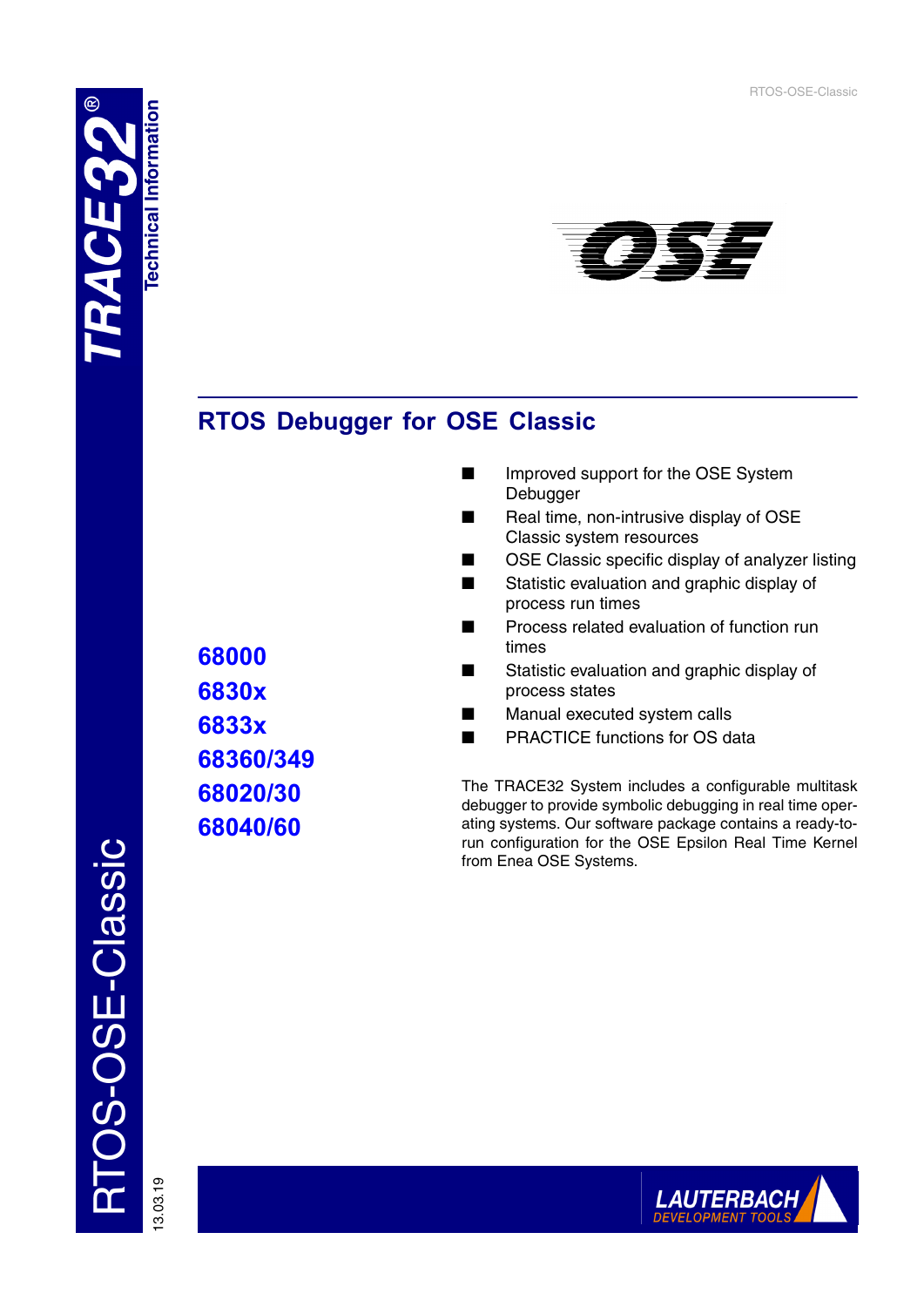# RTOS Debugger for OSE Classic

68000
6830x
6833x
68360/349
68020/30
68040/60

- Improved support for the OSE System Debugger
- Real time, non-intrusive display of OSE Classic system resources
- OSE Classic specific display of analyzer listing
- Statistic evaluation and graphic display of process run times
- Process related evaluation of function run times
- Statistic evaluation and graphic display of process states
- Manual executed system calls
- PRACTICE functions for OS data

The TRACE32 System includes a configurable multitask debugger to provide symbolic debugging in real time operating systems. Our software package contains a ready-to-run configuration for the OSE Epsilon Real Time Kernel from Enea OSE Systems.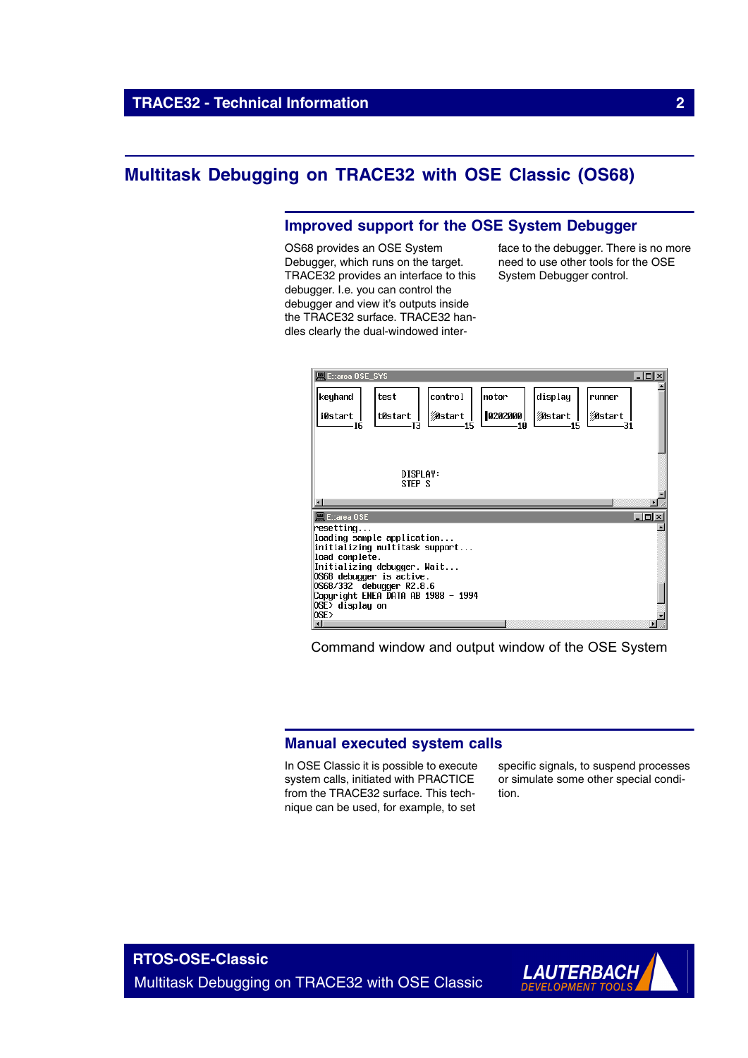# Multitask Debugging on TRACE32 with OSE Classic (OS68)

## Improved support for the OSE System Debugger

OS68 provides an OSE System Debugger, which runs on the target. TRACE32 provides an interface to this debugger. I.e. you can control the debugger and view it's outputs inside the TRACE32 surface. TRACE32 handles clearly the dual-windowed interface to the debugger. There is no more need to use other tools for the OSE System Debugger control.

Command window and output window of the OSE System

## Manual executed system calls

In OSE Classic it is possible to execute system calls, initiated with PRACTICE from the TRACE32 surface. This technique can be used, for example, to set specific signals, to suspend processes or simulate some other special condition.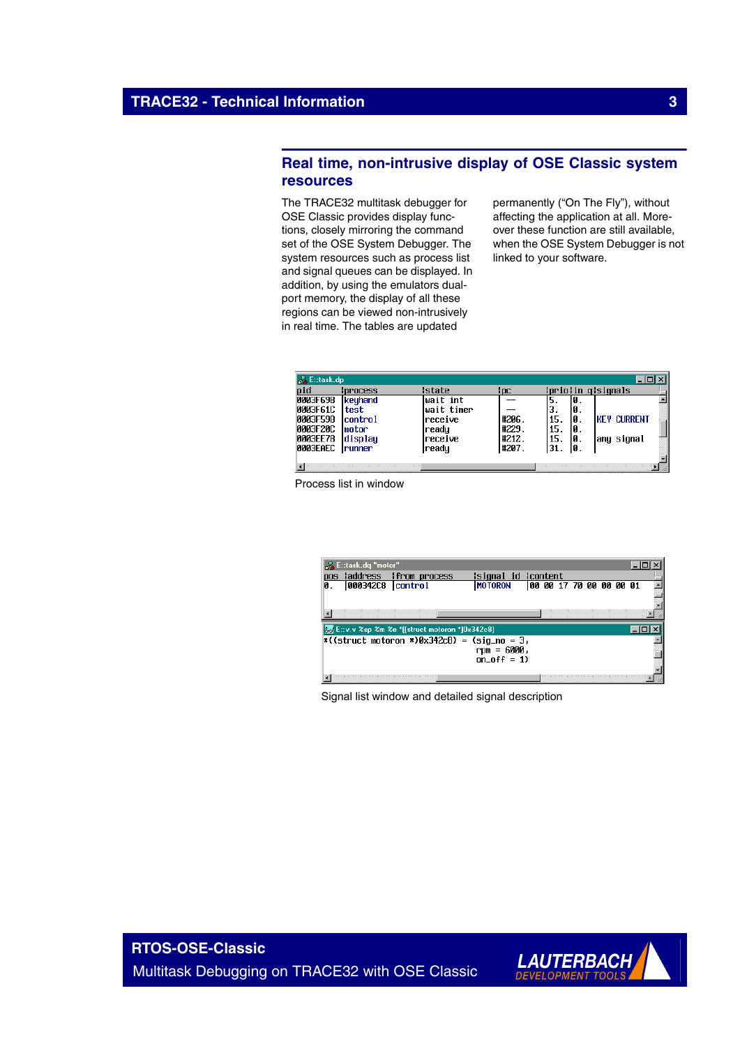## Real time, non-intrusive display of OSE Classic system resources

The TRACE32 multitask debugger for OSE Classic provides display functions, closely mirroring the command set of the OSE System Debugger. The system resources such as process list and signal queues can be displayed. In addition, by using the emulators dual-port memory, the display of all these regions can be viewed non-intrusively in real time. The tables are updated permanently ("On The Fly"), without affecting the application at all. Moreover these function are still available, when the OSE System Debugger is not linked to your software.

```
E::task.dp
pid      |process  |state      |pc    |prio|in q|signals
0003F698 |keyhand  |wait int   | --   |5.  |0.  |
0003F61C |test     |wait timer | --   |3.  |0.  |
0003F590 |control  |receive    |#206. |15. |0.  |KEY CURRENT
0003F20C |motor    |ready      |#229. |15. |0.  |
0003EE78 |display  |receive    |#212. |15. |0.  |any signal
0003EAEC |runner   |ready      |#207. |31. |0.  |
```

Process list in window

```
E::task.dq "motor"
pos |address  |from process |signal id |content
0.  |000342C8 |control      |MOTORON   |00 00 17 70 00 00 00 01
```

```
E::v.v %sp %m %e *([struct motoron *]0x342c8)
*((struct motoron *)0x342c8) = (sig_no = 3,
                               rpm = 6000,
                               on_off = 1)
```

Signal list window and detailed signal description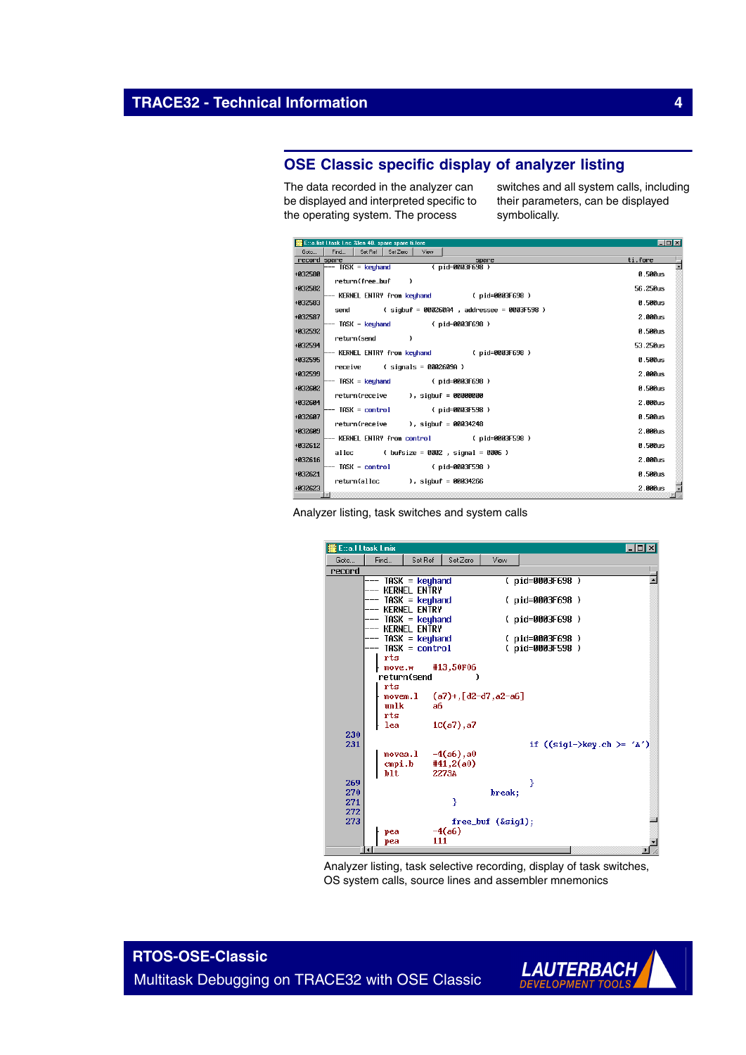## OSE Classic specific display of analyzer listing

The data recorded in the analyzer can be displayed and interpreted specific to the operating system. The process switches and all system calls, including their parameters, can be displayed symbolically.

Analyzer listing, task switches and system calls

Analyzer listing, task selective recording, display of task switches, OS system calls, source lines and assembler mnemonics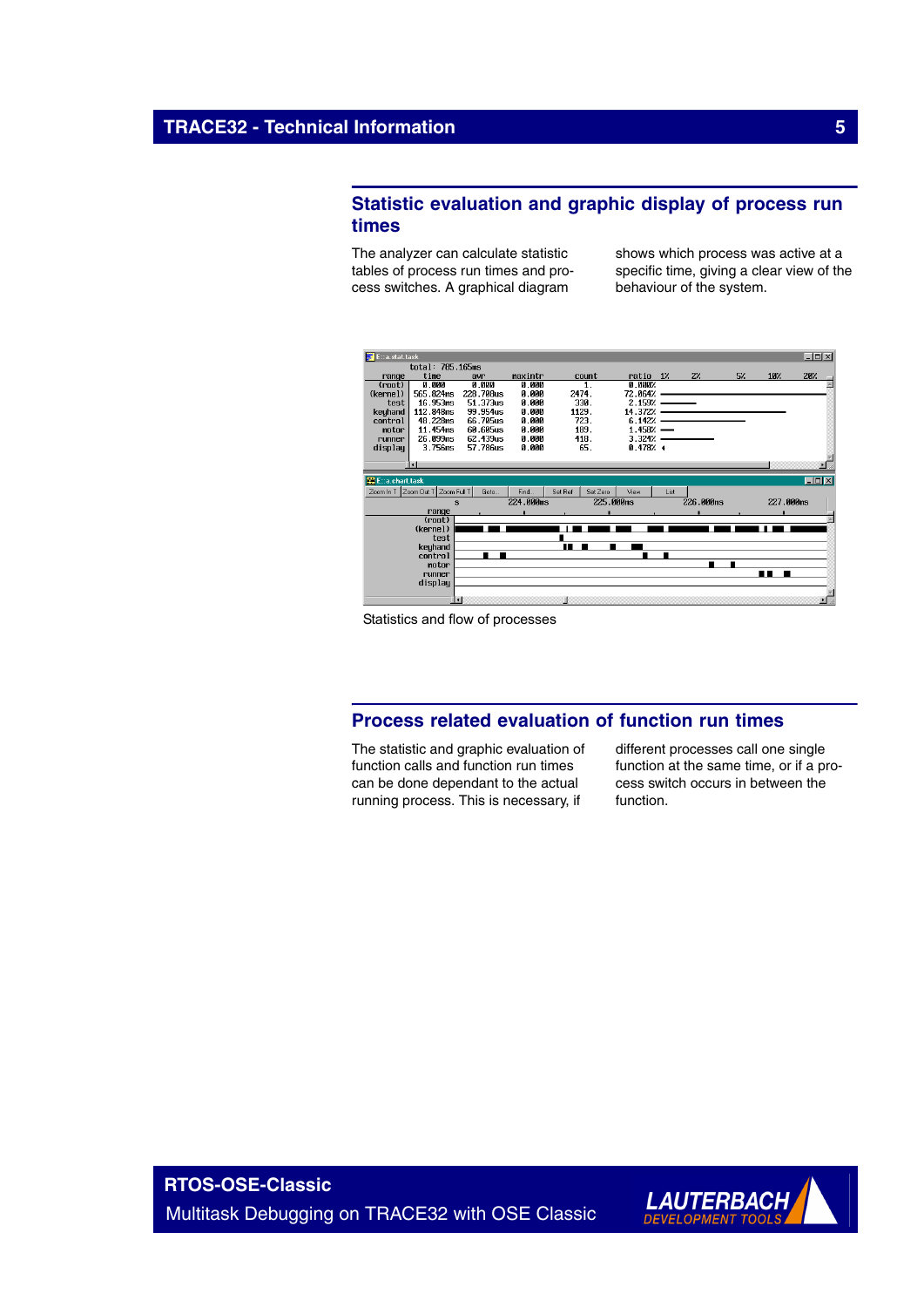## Statistic evaluation and graphic display of process run times

The analyzer can calculate statistic tables of process run times and process switches. A graphical diagram shows which process was active at a specific time, giving a clear view of the behaviour of the system.

Statistics and flow of processes

## Process related evaluation of function run times

The statistic and graphic evaluation of function calls and function run times can be done dependant to the actual running process. This is necessary, if different processes call one single function at the same time, or if a process switch occurs in between the function.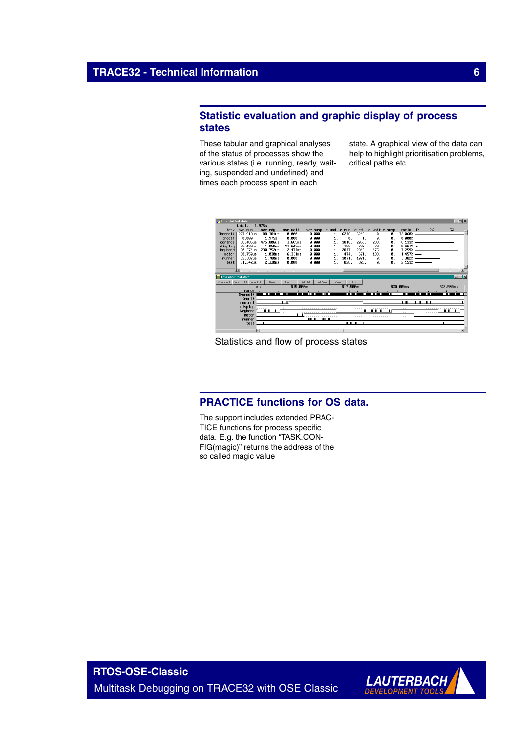## Statistic evaluation and graphic display of process states

These tabular and graphical analyses of the status of processes show the various states (i.e. running, ready, waiting, suspended and undefined) and times each process spent in each state. A graphical view of the data can help to highlight prioritisation problems, critical paths etc.

Statistics and flow of process states

## PRACTICE functions for OS data.

The support includes extended PRACTICE functions for process specific data. E.g. the function “TASK.CONFIG(magic)” returns the address of the so called magic value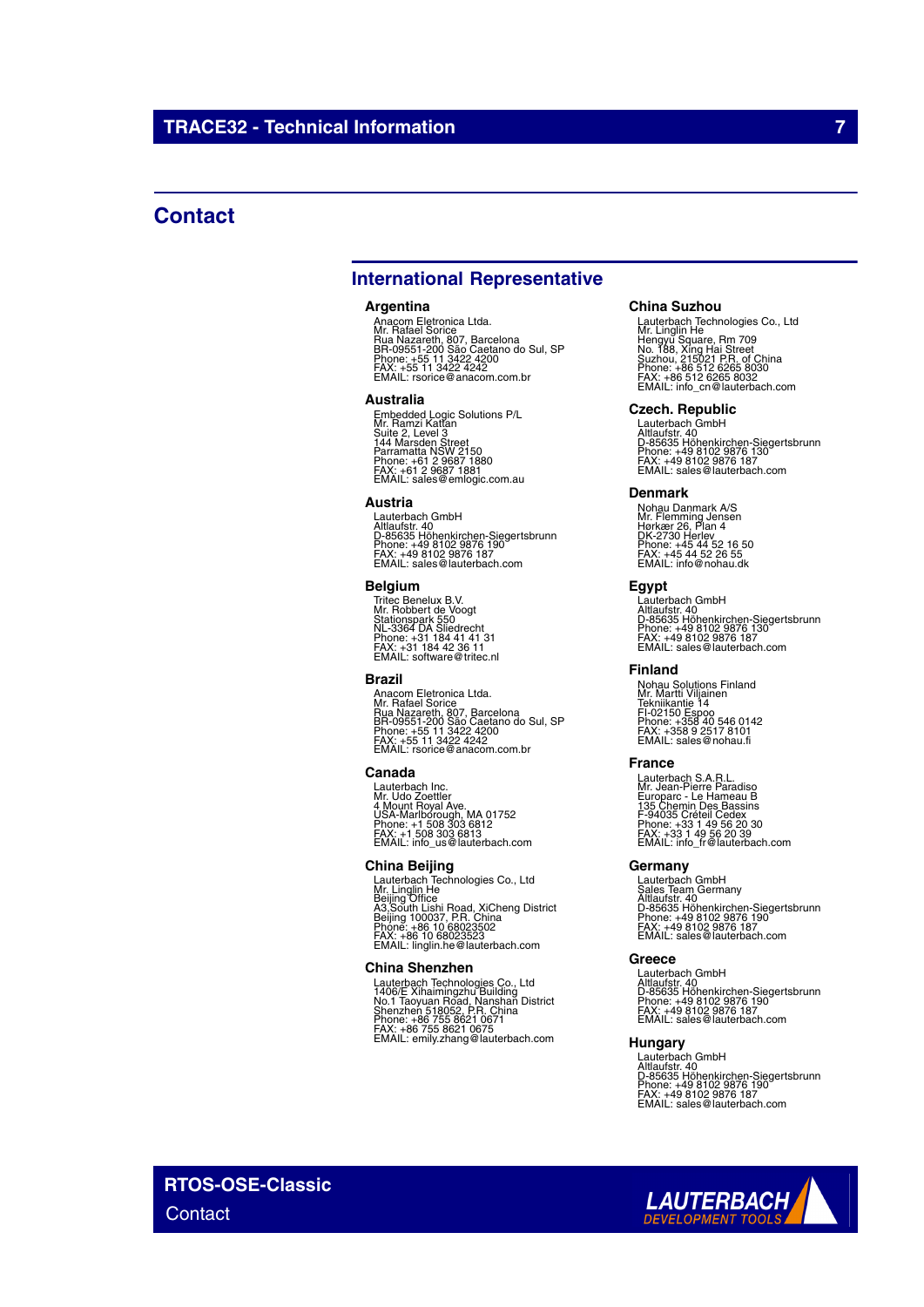# Contact

## International Representative

### Argentina

Anacom Eletronica Ltda.
Mr. Rafael Sorice
Rua Nazareth, 807, Barcelona
BR-09551-200 São Caetano do Sul, SP
Phone: +55 11 3422 4200
FAX: +55 11 3422 4242
EMAIL: rsorice@anacom.com.br

### Australia

Embedded Logic Solutions P/L
Mr. Ramzi Kattan
Suite 2, Level 3
144 Marsden Street
Parramatta NSW 2150
Phone: +61 2 9687 1880
FAX: +61 2 9687 1881
EMAIL: sales@emlogic.com.au

### Austria

Lauterbach GmbH
Altlaufstr. 40
D-85635 Höhenkirchen-Siegertsbrunn
Phone: +49 8102 9876 190
FAX: +49 8102 9876 187
EMAIL: sales@lauterbach.com

### Belgium

Tritec Benelux B.V.
Mr. Robbert de Voogt
Stationspark 550
NL-3364 DA Sliedrecht
Phone: +31 184 41 41 31
FAX: +31 184 42 36 11
EMAIL: software@tritec.nl

### Brazil

Anacom Eletronica Ltda.
Mr. Rafael Sorice
Rua Nazareth, 807, Barcelona
BR-09551-200 São Caetano do Sul, SP
Phone: +55 11 3422 4200
FAX: +55 11 3422 4242
EMAIL: rsorice@anacom.com.br

### Canada

Lauterbach Inc.
Mr. Udo Zoettler
4 Mount Royal Ave.
USA-Marlborough, MA 01752
Phone: +1 508 303 6812
FAX: +1 508 303 6813
EMAIL: info_us@lauterbach.com

### China Beijing

Lauterbach Technologies Co., Ltd
Mr. Linglin He
Beijing Office
A3,South Lishi Road, XiCheng District
Beijing 100037, P.R. China
Phone: +86 10 68023502
FAX: +86 10 68023523
EMAIL: linglin.he@lauterbach.com

### China Shenzhen

Lauterbach Technologies Co., Ltd
1406/E Xihaimingzhu Building
No.1 Taoyuan Road, Nanshan District
Shenzhen 518052, P.R. China
Phone: +86 755 8621 0671
FAX: +86 755 8621 0675
EMAIL: emily.zhang@lauterbach.com

### China Suzhou

Lauterbach Technologies Co., Ltd
Mr. Linglin He
Hengyu Square, Rm 709
No. 188, Xing Hai Street
Suzhou, 215021 P.R. of China
Phone: +86 512 6265 8030
FAX: +86 512 6265 8032
EMAIL: info_cn@lauterbach.com

### Czech. Republic

Lauterbach GmbH
Altlaufstr. 40
D-85635 Höhenkirchen-Siegertsbrunn
Phone: +49 8102 9876 130
FAX: +49 8102 9876 187
EMAIL: sales@lauterbach.com

### Denmark

Nohau Danmark A/S
Mr. Flemming Jensen
Hørkær 26, Plan 4
DK-2730 Herlev
Phone: +45 44 52 16 50
FAX: +45 44 52 26 55
EMAIL: info@nohau.dk

### Egypt

Lauterbach GmbH
Altlaufstr. 40
D-85635 Höhenkirchen-Siegertsbrunn
Phone: +49 8102 9876 130
FAX: +49 8102 9876 187
EMAIL: sales@lauterbach.com

### Finland

Nohau Solutions Finland
Mr. Martti Viljainen
Tekniikantie 14
FI-02150 Espoo
Phone: +358 40 546 0142
FAX: +358 9 2517 8101
EMAIL: sales@nohau.fi

### France

Lauterbach S.A.R.L.
Mr. Jean-Pierre Paradiso
Europarc - Le Hameau B
135 Chemin Des Bassins
F-94035 Créteil Cedex
Phone: +33 1 49 56 20 30
FAX: +33 1 49 56 20 39
EMAIL: info_fr@lauterbach.com

### Germany

Lauterbach GmbH
Sales Team Germany
Altlaufstr. 40
D-85635 Höhenkirchen-Siegertsbrunn
Phone: +49 8102 9876 190
FAX: +49 8102 9876 187
EMAIL: sales@lauterbach.com

### Greece

Lauterbach GmbH
Altlaufstr. 40
D-85635 Höhenkirchen-Siegertsbrunn
Phone: +49 8102 9876 190
FAX: +49 8102 9876 187
EMAIL: sales@lauterbach.com

### Hungary

Lauterbach GmbH
Altlaufstr. 40
D-85635 Höhenkirchen-Siegertsbrunn
Phone: +49 8102 9876 190
FAX: +49 8102 9876 187
EMAIL: sales@lauterbach.com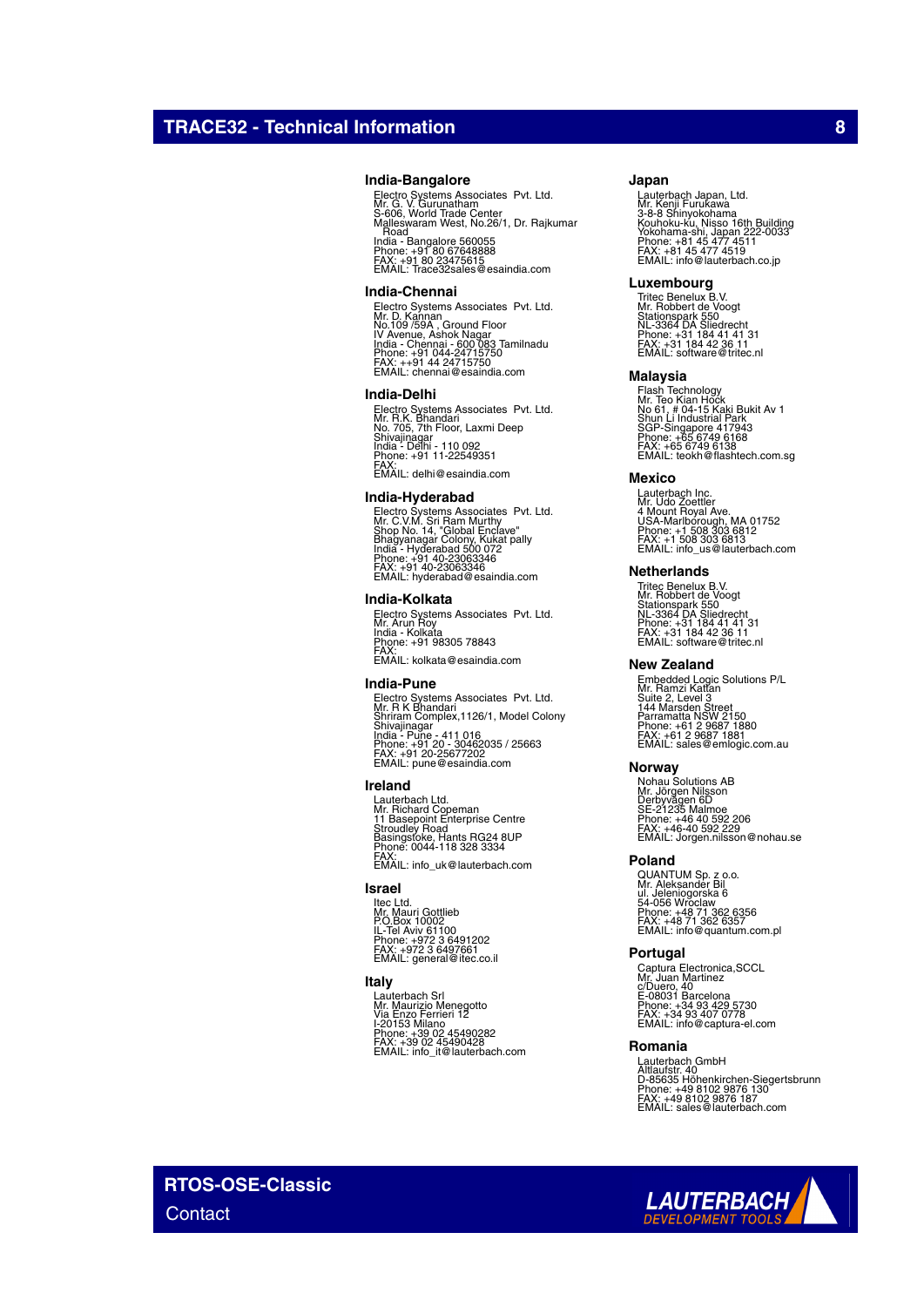## India-Bangalore

Electro Systems Associates Pvt. Ltd.
Mr. G. V. Gurunatham
S-606, World Trade Center
Malleswaram West, No.26/1, Dr. Rajkumar Road
India - Bangalore 560055
Phone: +91 80 67648888
FAX: +91 80 23475615
EMAIL: Trace32sales@esaindia.com

## India-Chennai

Electro Systems Associates Pvt. Ltd.
Mr. D. Kannan
No.109 /59A , Ground Floor
IV Avenue, Ashok Nagar
India - Chennai - 600 083 Tamilnadu
Phone: +91 044-24715750
FAX: ++91 44 24715750
EMAIL: chennai@esaindia.com

## India-Delhi

Electro Systems Associates Pvt. Ltd.
Mr. R.K. Bhandari
No. 705, 7th Floor, Laxmi Deep
Shivajinagar
India - Delhi - 110 092
Phone: +91 11-22549351
FAX:
EMAIL: delhi@esaindia.com

## India-Hyderabad

Electro Systems Associates Pvt. Ltd.
Mr. C.V.M. Sri Ram Murthy
Shop No. 14, "Global Enclave"
Bhagyanagar Colony, Kukat pally
India - Hyderabad 500 072
Phone: +91 40-23063346
FAX: +91 40-23063346
EMAIL: hyderabad@esaindia.com

## India-Kolkata

Electro Systems Associates Pvt. Ltd.
Mr. Arun Roy
India - Kolkata
Phone: +91 98305 78843
FAX:
EMAIL: kolkata@esaindia.com

## India-Pune

Electro Systems Associates Pvt. Ltd.
Mr. R K Bhandari
Shriram Complex,1126/1, Model Colony
Shivajinagar
India - Pune - 411 016
Phone: +91 20 - 30462035 / 25663
FAX: +91 20-25677202
EMAIL: pune@esaindia.com

## Ireland

Lauterbach Ltd.
Mr. Richard Copeman
11 Basepoint Enterprise Centre
Stroudley Road
Basingstoke, Hants RG24 8UP
Phone: 0044-118 328 3334
FAX:
EMAIL: info_uk@lauterbach.com

## Israel

Itec Ltd.
Mr. Mauri Gottlieb
P.O.Box 10002
IL-Tel Aviv 61100
Phone: +972 3 6491202
FAX: +972 3 6497661
EMAIL: general@itec.co.il

## Italy

Lauterbach Srl
Mr. Maurizio Menegotto
Via Enzo Ferrieri 12
I-20153 Milano
Phone: +39 02 45490282
FAX: +39 02 45490428
EMAIL: info_it@lauterbach.com

## Japan

Lauterbach Japan, Ltd.
Mr. Kenji Furukawa
3-8-8 Shinyokohama
Kouhoku-ku, Nisso 16th Building
Yokohama-shi, Japan 222-0033
Phone: +81 45 477 4511
FAX: +81 45 477 4519
EMAIL: info@lauterbach.co.jp

## Luxembourg

Tritec Benelux B.V.
Mr. Robbert de Voogt
Stationspark 550
NL-3364 DA Sliedrecht
Phone: +31 184 41 41 31
FAX: +31 184 42 36 11
EMAIL: software@tritec.nl

## Malaysia

Flash Technology
Mr. Teo Kian Hock
No 61, # 04-15 Kaki Bukit Av 1
Shun Li Industrial Park
SGP-Singapore 417943
Phone: +65 6749 6168
FAX: +65 6749 6138
EMAIL: teokh@flashtech.com.sg

## Mexico

Lauterbach Inc.
Mr. Udo Zoettler
4 Mount Royal Ave.
USA-Marlborough, MA 01752
Phone: +1 508 303 6812
FAX: +1 508 303 6813
EMAIL: info_us@lauterbach.com

## Netherlands

Tritec Benelux B.V.
Mr. Robbert de Voogt
Stationspark 550
NL-3364 DA Sliedrecht
Phone: +31 184 41 41 31
FAX: +31 184 42 36 111
EMAIL: software@tritec.nl

## New Zealand

Embedded Logic Solutions P/L
Mr. Ramzi Kattan
Suite 2, Level 3
144 Marsden Street
Parramatta NSW 2150
Phone: +61 2 9687 1880
FAX: +61 2 9687 1881
EMAIL: sales@emlogic.com.au

## Norway

Nohau Solutions AB
Mr. Jörgen Nilsson
Derbyvägen 6D
SE-21235 Malmoe
Phone: +46 40 592 206
FAX: +46-40 592 229
EMAIL: Jorgen.nilsson@nohau.se

## Poland

QUANTUM Sp. z o.o.
Mr. Aleksander Bil
ul. Jeleniogorska 6
54-056 Wroclaw
Phone: +48 71 362 6356
FAX: +48 71 362 6357
EMAIL: info@quantum.com.pl

## Portugal

Captura Electronica,SCCL
Mr. Juan Martinez
c/Duero, 40
E-08031 Barcelona
Phone: +34 93 429 5730
FAX: +34 93 407 0778
EMAIL: info@captura-el.com

## Romania

Lauterbach GmbH
Altlaufstr. 40
D-85635 Höhenkirchen-Siegertsbrunn
Phone: +49 8102 9876 130
FAX: +49 8102 9876 187
EMAIL: sales@lauterbach.com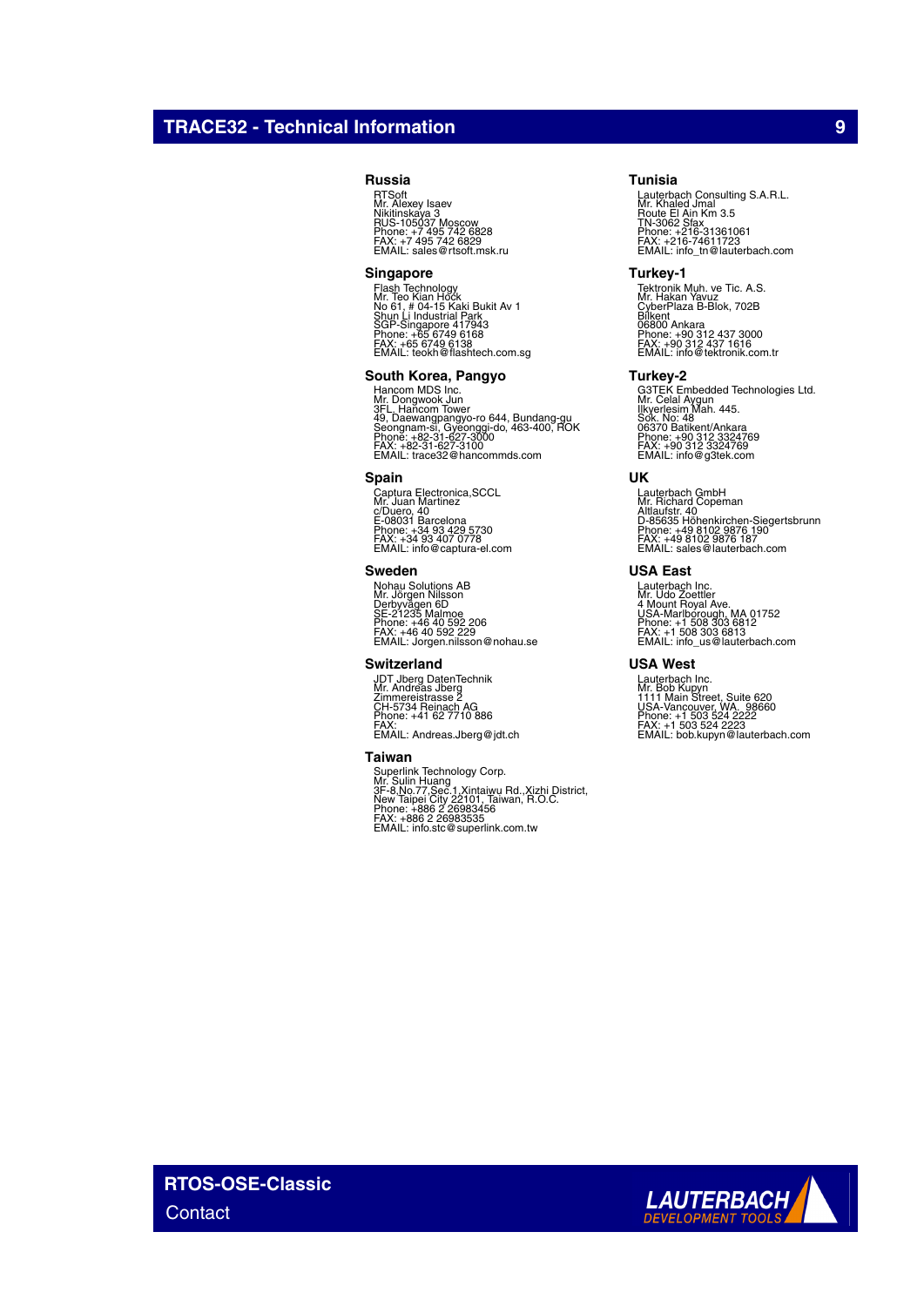## Russia

RTSoft
Mr. Alexey Isaev
Nikitinskaya 3
RUS-105037 Moscow
Phone: +7 495 742 6828
FAX: +7 495 742 6829
EMAIL: sales@rtsoft.msk.ru

## Singapore

Flash Technology
Mr. Teo Kian Hock
No 61, # 04-15 Kaki Bukit Av 1
Shun Li Industrial Park
SGP-Singapore 417943
Phone: +65 6749 6168
FAX: +65 6749 6138
EMAIL: teokh@flashtech.com.sg

## South Korea, Pangyo

Hancom MDS Inc.
Mr. Dongwook Jun
3FL, Hancom Tower
49, Daewangpangyo-ro 644, Bundang-gu
Seongnam-si, Gyeonggi-do, 463-400, ROK
Phone: +82-31-627-3000
FAX: +82-31-627-3100
EMAIL: trace32@hancommds.com

## Spain

Captura Electronica,SCCL
Mr. Juan Martinez
c/Duero, 40
E-08031 Barcelona
Phone: +34 93 429 5730
FAX: +34 93 407 0778
EMAIL: info@captura-el.com

## Sweden

Nohau Solutions AB
Mr. Jörgen Nilsson
Derbyvägen 6D
SE-21235 Malmoe
Phone: +46 40 592 206
FAX: +46 40 592 229
EMAIL: Jorgen.nilsson@nohau.se

## Switzerland

JDT Jberg DatenTechnik
Mr. Andreas Jberg
Zimmereistrasse 2
CH-5734 Reinach AG
Phone: +41 62 7710 886
FAX:
EMAIL: Andreas.Jberg@jdt.ch

## Taiwan

Superlink Technology Corp.
Mr. Sulin Huang
3F-8,No.77,Sec.1,Xintaiwu Rd.,Xizhi District,
New Taipei City 22101, Taiwan, R.O.C.
Phone: +886 2 26983456
FAX: +886 2 26983535
EMAIL: info.stc@superlink.com.tw

## Tunisia

Lauterbach Consulting S.A.R.L.
Mr. Khaled Jmal
Route El Ain Km 3.5
TN-3062 Sfax
Phone: +216-31361061
FAX: +216-74611723
EMAIL: info_tn@lauterbach.com

## Turkey-1

Tektronik Muh. ve Tic. A.S.
Mr. Hakan Yavuz
CyberPlaza B-Blok, 702B
Bilkent
06800 Ankara
Phone: +90 312 437 3000
FAX: +90 312 437 1616
EMAIL: info@tektronik.com.tr

## Turkey-2

G3TEK Embedded Technologies Ltd.
Mr. Celal Aygun
Ilkyerlesim Mah. 445.
Sok. No: 48
06370 Batikent/Ankara
Phone: +90 312 3324769
FAX: +90 312 3324769
EMAIL: info@g3tek.com

## UK

Lauterbach GmbH
Mr. Richard Copeman
Altlaufstr. 40
D-85635 Höhenkirchen-Siegertsbrunn
Phone: +49 8102 9876 190
FAX: +49 8102 9876 187
EMAIL: sales@lauterbach.com

## USA East

Lauterbach Inc.
Mr. Udo Zoettler
4 Mount Royal Ave.
USA-Marlborough, MA 01752
Phone: +1 508 303 6812
FAX: +1 508 303 6813
EMAIL: info_us@lauterbach.com

## USA West

Lauterbach Inc.
Mr. Bob Kupyn
1111 Main Street, Suite 620
USA-Vancouver, WA. 98660
Phone: +1 503 524 2222
FAX: +1 503 524 2223
EMAIL: bob.kupyn@lauterbach.com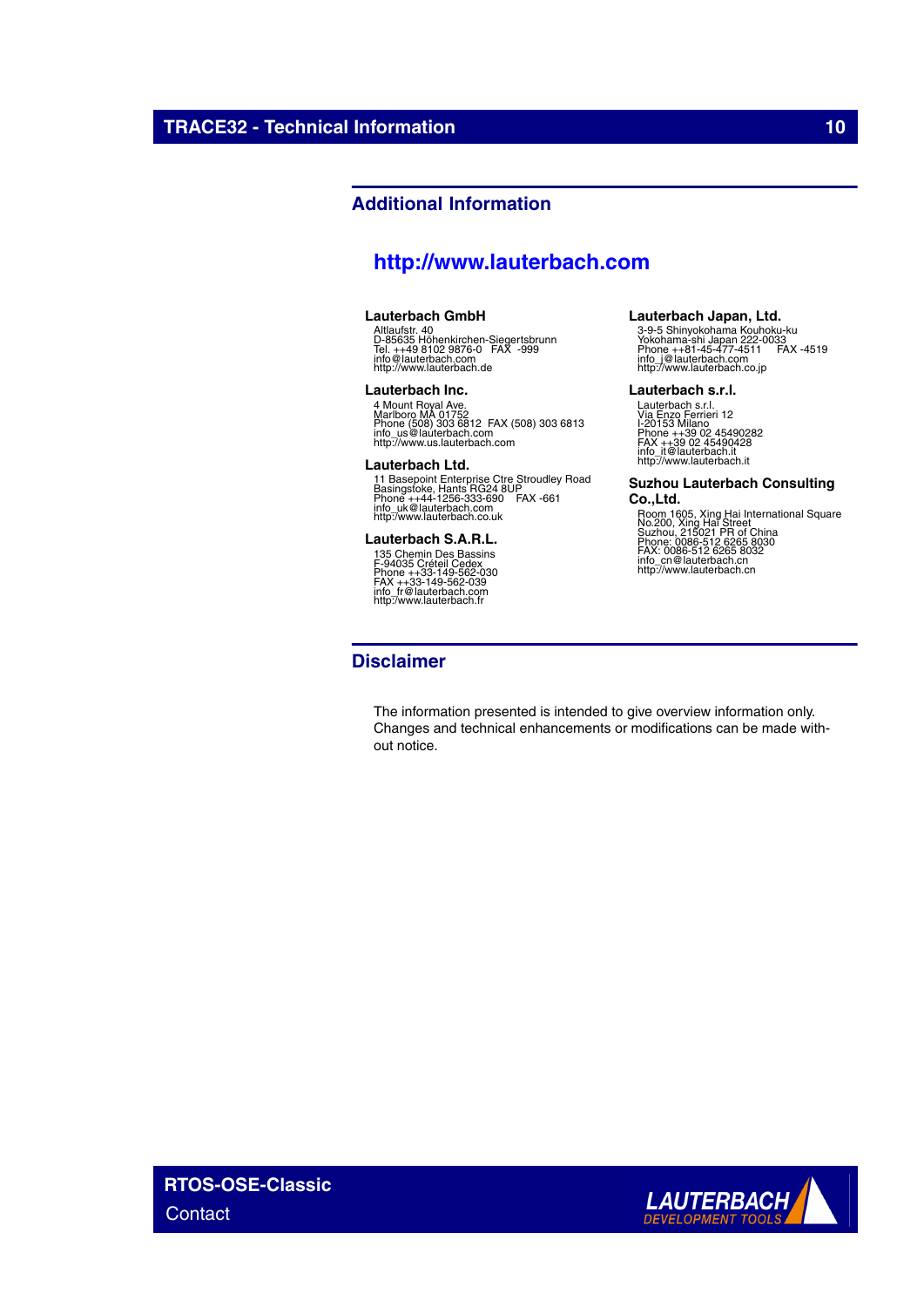## Additional Information

**http://www.lauterbach.com**

**Lauterbach GmbH**
Altlaufstr. 40
D-85635 Höhenkirchen-Siegertsbrunn
Tel. ++49 8102 9876-0 FAX -999
info@lauterbach.com
http://www.lauterbach.de

**Lauterbach Inc.**
4 Mount Royal Ave.
Marlboro MA 01752
Phone (508) 303 6812 FAX (508) 303 6813
info_us@lauterbach.com
http://www.us.lauterbach.com

**Lauterbach Ltd.**
11 Basepoint Enterprise Ctre Stroudley Road
Basingstoke, Hants RG24 8UP
Phone ++44-1256-333-690 FAX -661
info_uk@lauterbach.com
http://www.lauterbach.co.uk

**Lauterbach S.A.R.L.**
135 Chemin Des Bassins
F-94035 Créteil Cedex
Phone ++33-149-562-030
FAX ++33-149-562-039
info_fr@lauterbach.com
http://www.lauterbach.fr

**Lauterbach Japan, Ltd.**
3-9-5 Shinyokohama Kouhoku-ku
Yokohama-shi Japan 222-0033
Phone ++81-45-477-4511 FAX -4519
info_j@lauterbach.com
http://www.lauterbach.co.jp

**Lauterbach s.r.l.**
Lauterbach s.r.l.
Via Enzo Ferrieri 12
I-20153 Milano
Phone ++39 02 45490282
FAX ++39 02 45490428
info_it@lauterbach.it
http://www.lauterbach.it

**Suzhou Lauterbach Consulting Co.,Ltd.**
Room 1605, Xing Hai International Square
No.200, Xing Hai Street
Suzhou, 215021 PR of China
Phone: 0086-512 6265 8030
FAX: 0086-512 6265 8032
info_cn@lauterbach.cn
http://www.lauterbach.cn

## Disclaimer

The information presented is intended to give overview information only.
Changes and technical enhancements or modifications can be made without notice.